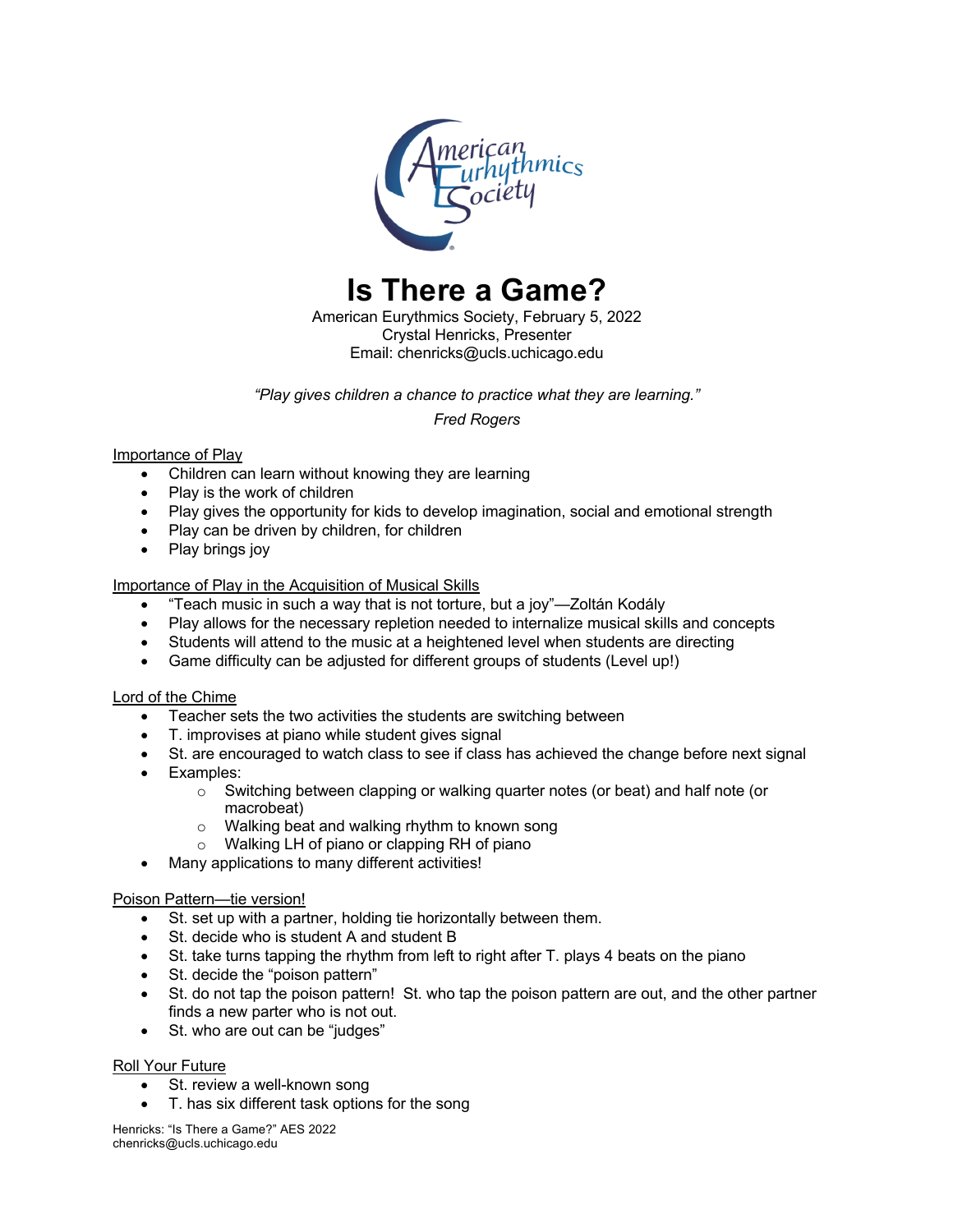# Is There a Game?

American Eurythmics Society, February 5, 2022
Crystal Henricks, Presenter
Email: chenricks@ucls.uchicago.edu

*"Play gives children a chance to practice what they are learning."*

*Fred Rogers*

## Importance of Play

- Children can learn without knowing they are learning
- Play is the work of children
- Play gives the opportunity for kids to develop imagination, social and emotional strength
- Play can be driven by children, for children
- Play brings joy

## Importance of Play in the Acquisition of Musical Skills

- "Teach music in such a way that is not torture, but a joy"—Zoltán Kodály
- Play allows for the necessary repletion needed to internalize musical skills and concepts
- Students will attend to the music at a heightened level when students are directing
- Game difficulty can be adjusted for different groups of students (Level up!)

## Lord of the Chime

- Teacher sets the two activities the students are switching between
- T. improvises at piano while student gives signal
- St. are encouraged to watch class to see if class has achieved the change before next signal
- Examples:
  - Switching between clapping or walking quarter notes (or beat) and half note (or macrobeat)
  - Walking beat and walking rhythm to known song
  - Walking LH of piano or clapping RH of piano
- Many applications to many different activities!

## Poison Pattern—tie version!

- St. set up with a partner, holding tie horizontally between them.
- St. decide who is student A and student B
- St. take turns tapping the rhythm from left to right after T. plays 4 beats on the piano
- St. decide the "poison pattern"
- St. do not tap the poison pattern! St. who tap the poison pattern are out, and the other partner finds a new parter who is not out.
- St. who are out can be "judges"

## Roll Your Future

- St. review a well-known song
- T. has six different task options for the song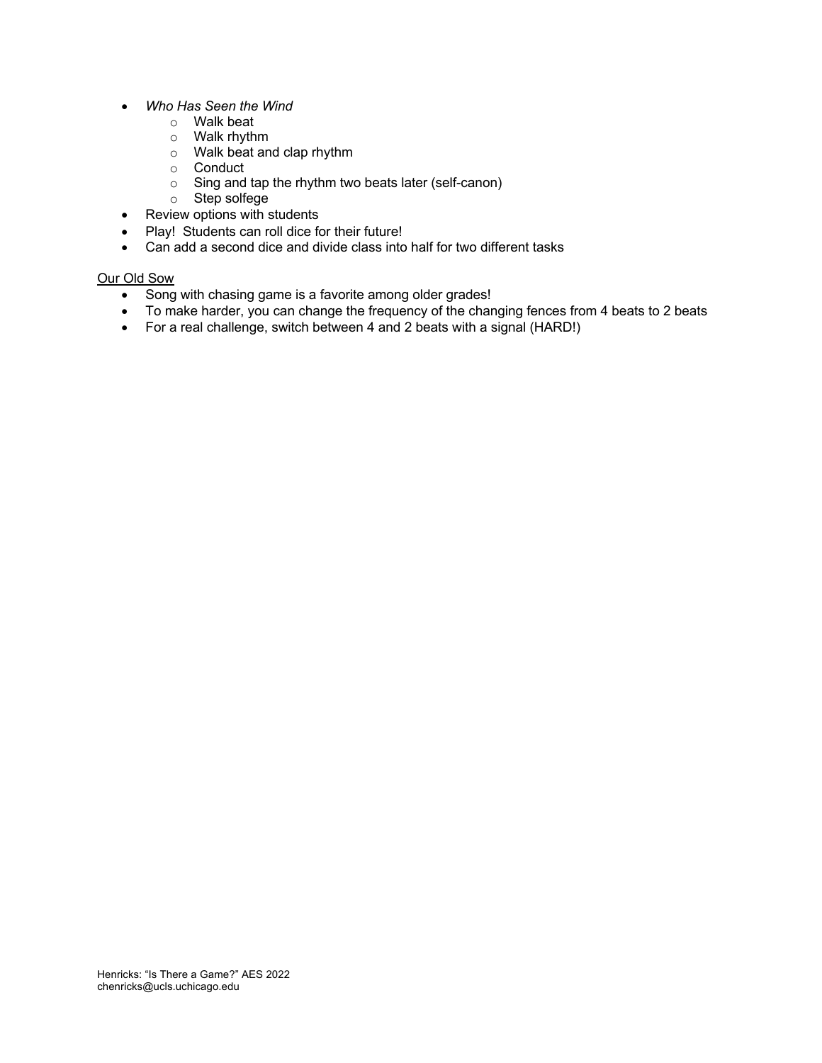- *Who Has Seen the Wind*
    - Walk beat
    - Walk rhythm
    - Walk beat and clap rhythm
    - Conduct
    - Sing and tap the rhythm two beats later (self-canon)
    - Step solfege
- Review options with students
- Play! Students can roll dice for their future!
- Can add a second dice and divide class into half for two different tasks

<u>Our Old Sow</u>

- Song with chasing game is a favorite among older grades!
- To make harder, you can change the frequency of the changing fences from 4 beats to 2 beats
- For a real challenge, switch between 4 and 2 beats with a signal (HARD!)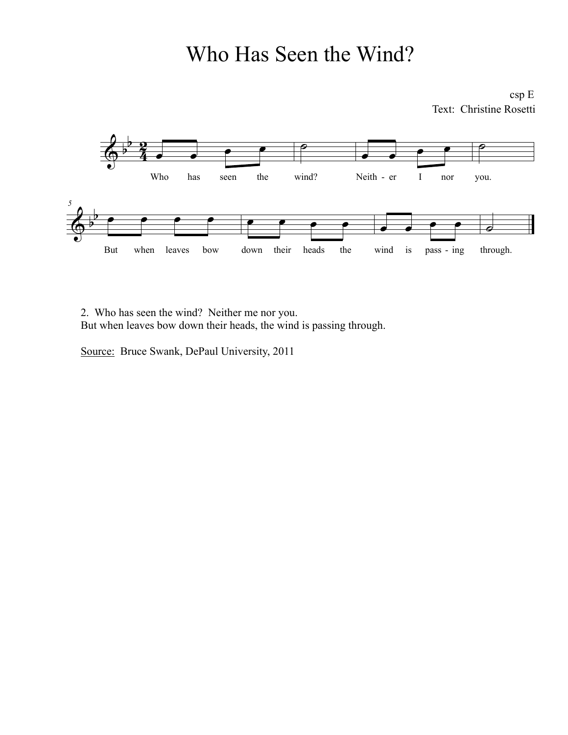# Who Has Seen the Wind?

csp E
Text: Christine Rosetti

2. Who has seen the wind? Neither me nor you.
But when leaves bow down their heads, the wind is passing through.

Source: Bruce Swank, DePaul University, 2011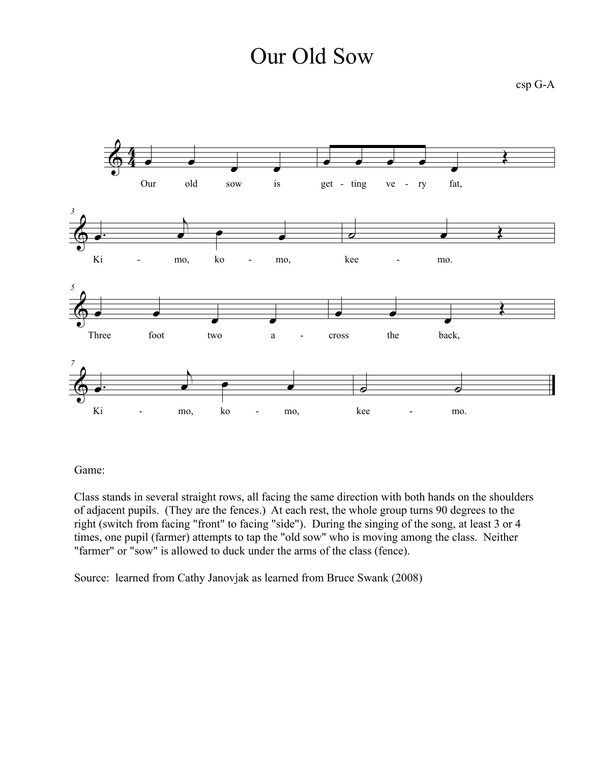# Our Old Sow

csp G-A

Our old sow is get - ting ve - ry fat,

Ki - mo, ko - mo, kee - mo.

Three foot two a - cross the back,

Ki - mo, ko - mo, kee - mo.

Game:

Class stands in several straight rows, all facing the same direction with both hands on the shoulders of adjacent pupils. (They are the fences.) At each rest, the whole group turns 90 degrees to the right (switch from facing "front" to facing "side"). During the singing of the song, at least 3 or 4 times, one pupil (farmer) attempts to tap the "old sow" who is moving among the class. Neither "farmer" or "sow" is allowed to duck under the arms of the class (fence).

Source: learned from Cathy Janovjak as learned from Bruce Swank (2008)